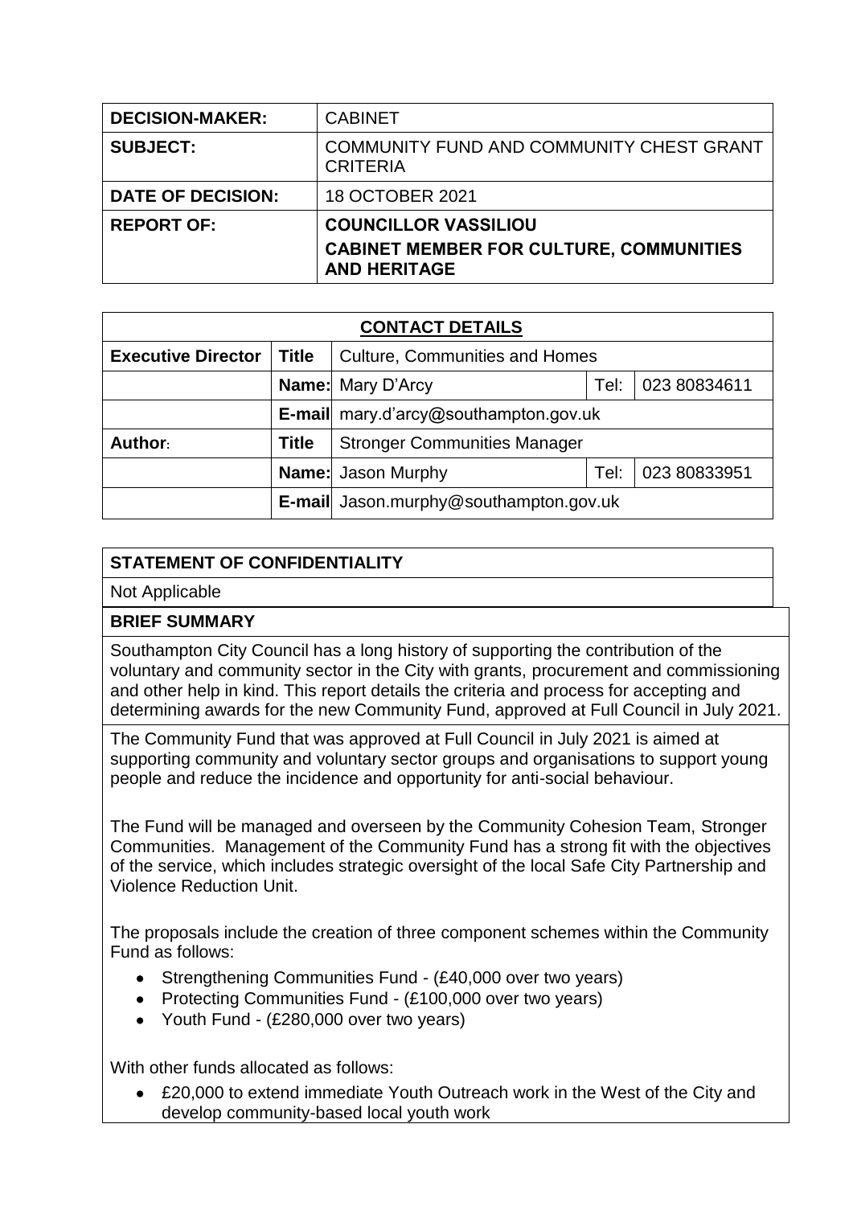| DECISION-MAKER: | CABINET |
|---|---|
| SUBJECT: | COMMUNITY FUND AND COMMUNITY CHEST GRANT CRITERIA |
| DATE OF DECISION: | 18 OCTOBER 2021 |
| REPORT OF: | **COUNCILLOR VASSILIOU**<br>**CABINET MEMBER FOR CULTURE, COMMUNITIES AND HERITAGE** |

| **CONTACT DETAILS** | | | | |
|---|---|---|---|---|
| **Executive Director** | **Title** | Culture, Communities and Homes | | |
| | **Name:** | Mary D'Arcy | Tel: | 023 80834611 |
| | **E-mail** | mary.d'arcy@southampton.gov.uk | | |
| **Author:** | **Title** | Stronger Communities Manager | | |
| | **Name:** | Jason Murphy | Tel: | 023 80833951 |
| | **E-mail** | Jason.murphy@southampton.gov.uk | | |

## STATEMENT OF CONFIDENTIALITY

Not Applicable

## BRIEF SUMMARY

Southampton City Council has a long history of supporting the contribution of the voluntary and community sector in the City with grants, procurement and commissioning and other help in kind. This report details the criteria and process for accepting and determining awards for the new Community Fund, approved at Full Council in July 2021.

The Community Fund that was approved at Full Council in July 2021 is aimed at supporting community and voluntary sector groups and organisations to support young people and reduce the incidence and opportunity for anti-social behaviour.

The Fund will be managed and overseen by the Community Cohesion Team, Stronger Communities. Management of the Community Fund has a strong fit with the objectives of the service, which includes strategic oversight of the local Safe City Partnership and Violence Reduction Unit.

The proposals include the creation of three component schemes within the Community Fund as follows:

- Strengthening Communities Fund - (£40,000 over two years)
- Protecting Communities Fund - (£100,000 over two years)
- Youth Fund - (£280,000 over two years)

With other funds allocated as follows:

- £20,000 to extend immediate Youth Outreach work in the West of the City and develop community-based local youth work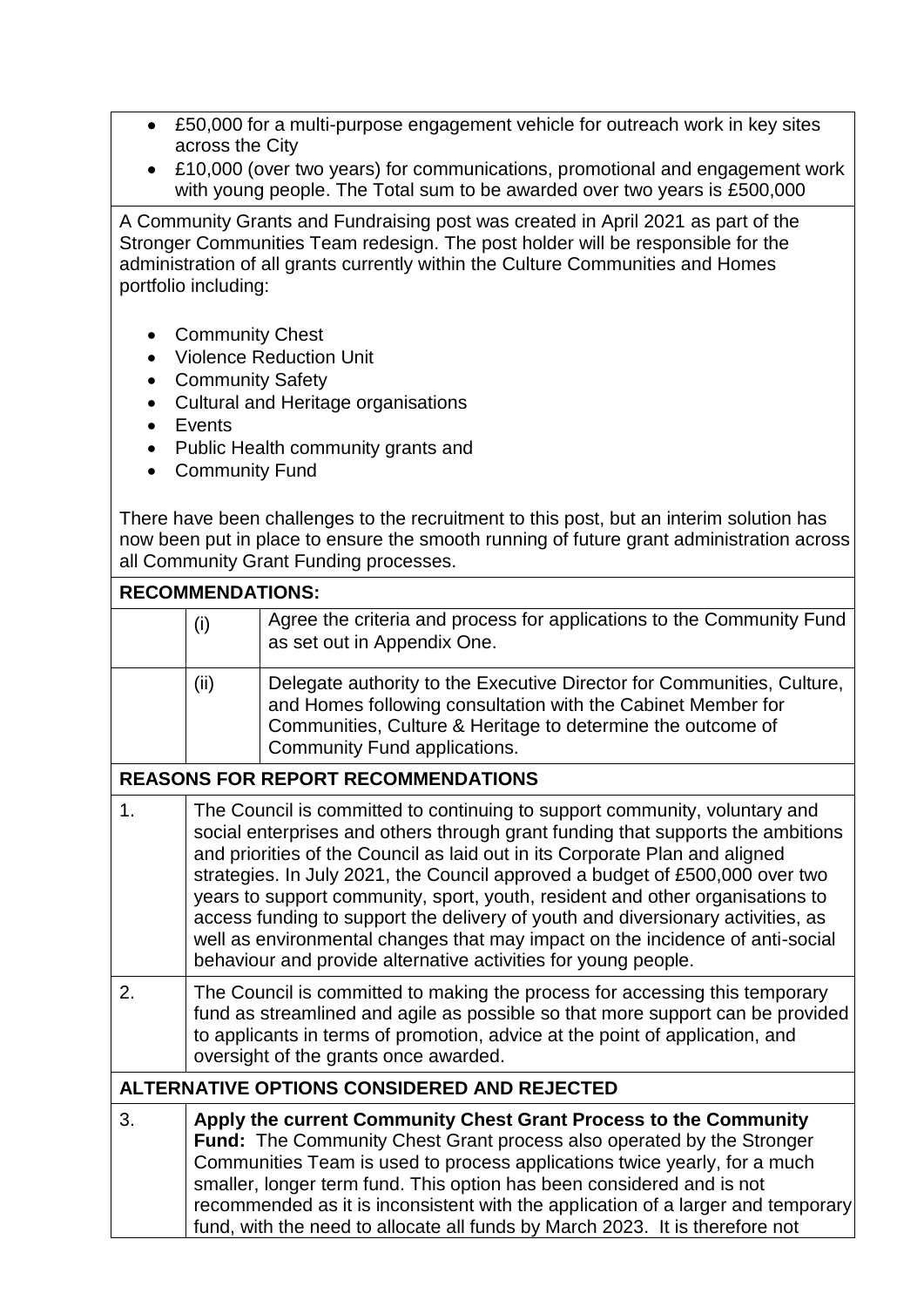- £50,000 for a multi-purpose engagement vehicle for outreach work in key sites across the City
- £10,000 (over two years) for communications, promotional and engagement work with young people. The Total sum to be awarded over two years is £500,000

A Community Grants and Fundraising post was created in April 2021 as part of the Stronger Communities Team redesign. The post holder will be responsible for the administration of all grants currently within the Culture Communities and Homes portfolio including:

- Community Chest
- Violence Reduction Unit
- Community Safety
- Cultural and Heritage organisations
- Events
- Public Health community grants and
- Community Fund

There have been challenges to the recruitment to this post, but an interim solution has now been put in place to ensure the smooth running of future grant administration across all Community Grant Funding processes.

**RECOMMENDATIONS:**

| | | |
|---|---|---|
| | (i) | Agree the criteria and process for applications to the Community Fund as set out in Appendix One. |
| | (ii) | Delegate authority to the Executive Director for Communities, Culture, and Homes following consultation with the Cabinet Member for Communities, Culture & Heritage to determine the outcome of Community Fund applications. |

**REASONS FOR REPORT RECOMMENDATIONS**

| | |
|---|---|
| 1. | The Council is committed to continuing to support community, voluntary and social enterprises and others through grant funding that supports the ambitions and priorities of the Council as laid out in its Corporate Plan and aligned strategies. In July 2021, the Council approved a budget of £500,000 over two years to support community, sport, youth, resident and other organisations to access funding to support the delivery of youth and diversionary activities, as well as environmental changes that may impact on the incidence of anti-social behaviour and provide alternative activities for young people. |
| 2. | The Council is committed to making the process for accessing this temporary fund as streamlined and agile as possible so that more support can be provided to applicants in terms of promotion, advice at the point of application, and oversight of the grants once awarded. |

**ALTERNATIVE OPTIONS CONSIDERED AND REJECTED**

| | |
|---|---|
| 3. | **Apply the current Community Chest Grant Process to the Community Fund:** The Community Chest Grant process also operated by the Stronger Communities Team is used to process applications twice yearly, for a much smaller, longer term fund. This option has been considered and is not recommended as it is inconsistent with the application of a larger and temporary fund, with the need to allocate all funds by March 2023. It is therefore not |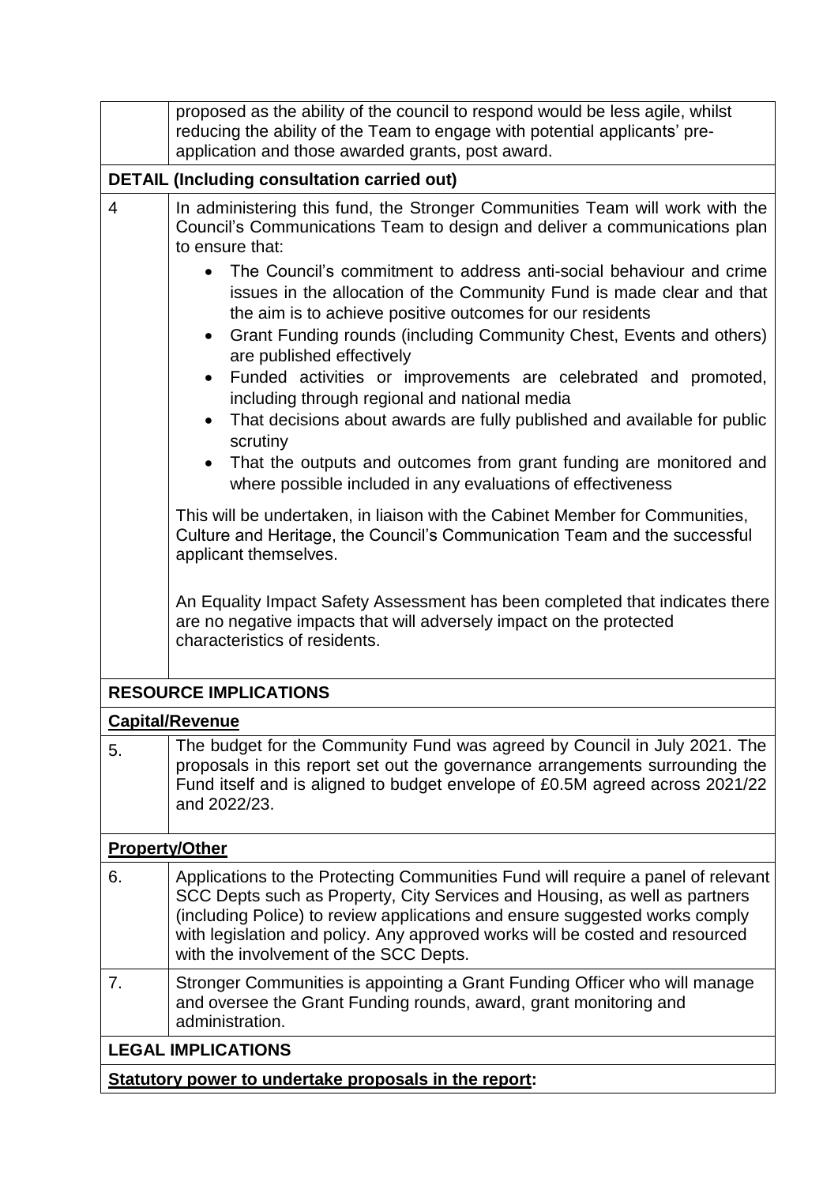|  |  |
|---|---|
|  | proposed as the ability of the council to respond would be less agile, whilst reducing the ability of the Team to engage with potential applicants' pre-application and those awarded grants, post award. |
| **DETAIL (Including consultation carried out)** | |
| 4 | In administering this fund, the Stronger Communities Team will work with the Council's Communications Team to design and deliver a communications plan to ensure that:<br>• The Council's commitment to address anti-social behaviour and crime issues in the allocation of the Community Fund is made clear and that the aim is to achieve positive outcomes for our residents<br>• Grant Funding rounds (including Community Chest, Events and others) are published effectively<br>• Funded activities or improvements are celebrated and promoted, including through regional and national media<br>• That decisions about awards are fully published and available for public scrutiny<br>• That the outputs and outcomes from grant funding are monitored and where possible included in any evaluations of effectiveness<br><br>This will be undertaken, in liaison with the Cabinet Member for Communities, Culture and Heritage, the Council's Communication Team and the successful applicant themselves.<br><br>An Equality Impact Safety Assessment has been completed that indicates there are no negative impacts that will adversely impact on the protected characteristics of residents. |
| **RESOURCE IMPLICATIONS** | |
| **Capital/Revenue** | |
| 5. | The budget for the Community Fund was agreed by Council in July 2021. The proposals in this report set out the governance arrangements surrounding the Fund itself and is aligned to budget envelope of £0.5M agreed across 2021/22 and 2022/23. |
| **Property/Other** | |
| 6. | Applications to the Protecting Communities Fund will require a panel of relevant SCC Depts such as Property, City Services and Housing, as well as partners (including Police) to review applications and ensure suggested works comply with legislation and policy. Any approved works will be costed and resourced with the involvement of the SCC Depts. |
| 7. | Stronger Communities is appointing a Grant Funding Officer who will manage and oversee the Grant Funding rounds, award, grant monitoring and administration. |
| **LEGAL IMPLICATIONS** | |
| **Statutory power to undertake proposals in the report:** | |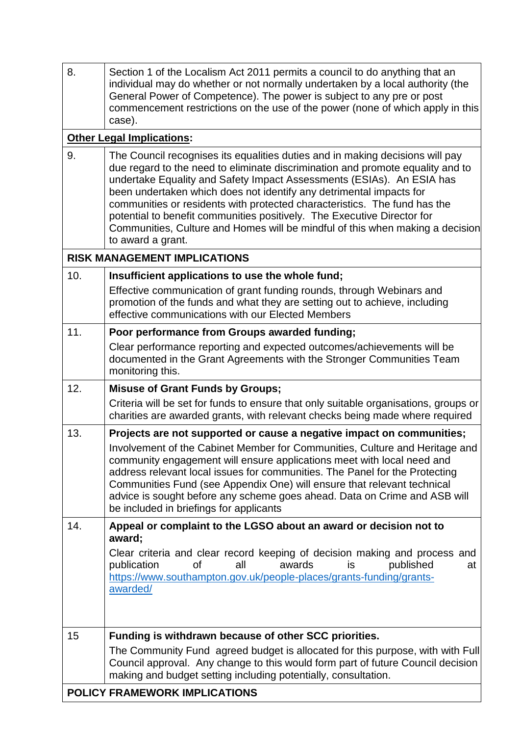| | |
|---|---|
| 8. | Section 1 of the Localism Act 2011 permits a council to do anything that an individual may do whether or not normally undertaken by a local authority (the General Power of Competence). The power is subject to any pre or post commencement restrictions on the use of the power (none of which apply in this case). |
| **Other Legal Implications:** | |
| 9. | The Council recognises its equalities duties and in making decisions will pay due regard to the need to eliminate discrimination and promote equality and to undertake Equality and Safety Impact Assessments (ESIAs). An ESIA has been undertaken which does not identify any detrimental impacts for communities or residents with protected characteristics. The fund has the potential to benefit communities positively. The Executive Director for Communities, Culture and Homes will be mindful of this when making a decision to award a grant. |
| **RISK MANAGEMENT IMPLICATIONS** | |
| 10. | **Insufficient applications to use the whole fund;**<br>Effective communication of grant funding rounds, through Webinars and promotion of the funds and what they are setting out to achieve, including effective communications with our Elected Members |
| 11. | **Poor performance from Groups awarded funding;**<br>Clear performance reporting and expected outcomes/achievements will be documented in the Grant Agreements with the Stronger Communities Team monitoring this. |
| 12. | **Misuse of Grant Funds by Groups;**<br>Criteria will be set for funds to ensure that only suitable organisations, groups or charities are awarded grants, with relevant checks being made where required |
| 13. | **Projects are not supported or cause a negative impact on communities;**<br>Involvement of the Cabinet Member for Communities, Culture and Heritage and community engagement will ensure applications meet with local need and address relevant local issues for communities. The Panel for the Protecting Communities Fund (see Appendix One) will ensure that relevant technical advice is sought before any scheme goes ahead. Data on Crime and ASB will be included in briefings for applicants |
| 14. | **Appeal or complaint to the LGSO about an award or decision not to award;**<br>Clear criteria and clear record keeping of decision making and process and publication of all awards is published at https://www.southampton.gov.uk/people-places/grants-funding/grants-awarded/ |
| 15 | **Funding is withdrawn because of other SCC priorities.**<br>The Community Fund agreed budget is allocated for this purpose, with with Full Council approval. Any change to this would form part of future Council decision making and budget setting including potentially, consultation. |
| **POLICY FRAMEWORK IMPLICATIONS** | |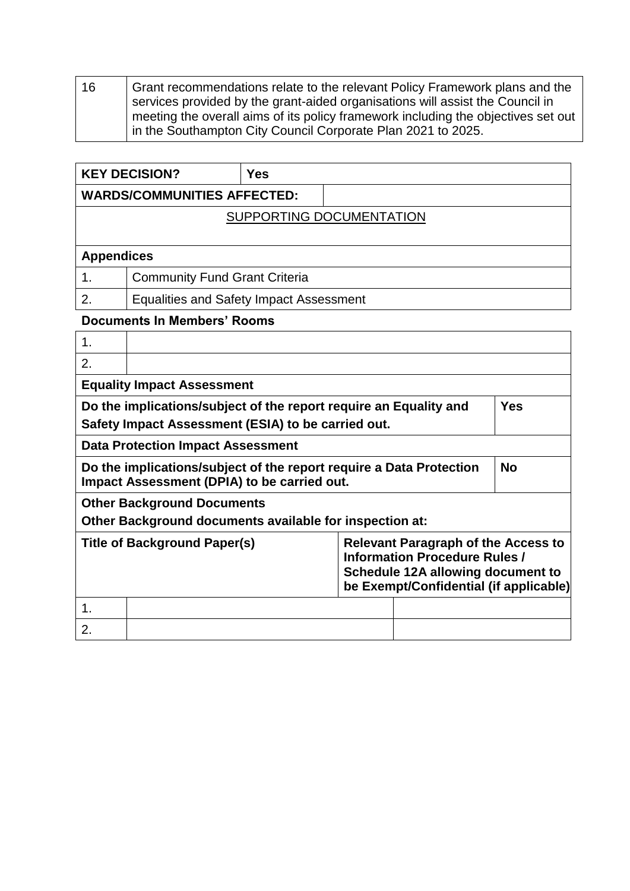| | |
|---|---|
| 16 | Grant recommendations relate to the relevant Policy Framework plans and the services provided by the grant-aided organisations will assist the Council in meeting the overall aims of its policy framework including the objectives set out in the Southampton City Council Corporate Plan 2021 to 2025. |

| | |
|---|---|
| **KEY DECISION?** | **Yes** |
| **WARDS/COMMUNITIES AFFECTED:** | |

SUPPORTING DOCUMENTATION

**Appendices**

| | |
|---|---|
| 1. | Community Fund Grant Criteria |
| 2. | Equalities and Safety Impact Assessment |

**Documents In Members' Rooms**

| | |
|---|---|
| 1. | |
| 2. | |

**Equality Impact Assessment**

| | |
|---|---|
| **Do the implications/subject of the report require an Equality and Safety Impact Assessment (ESIA) to be carried out.** | **Yes** |

**Data Protection Impact Assessment**

| | |
|---|---|
| **Do the implications/subject of the report require a Data Protection Impact Assessment (DPIA) to be carried out.** | **No** |

**Other Background Documents**

**Other Background documents available for inspection at:**

| | **Title of Background Paper(s)** | **Relevant Paragraph of the Access to Information Procedure Rules / Schedule 12A allowing document to be Exempt/Confidential (if applicable)** |
|---|---|---|
| 1. | | |
| 2. | | |